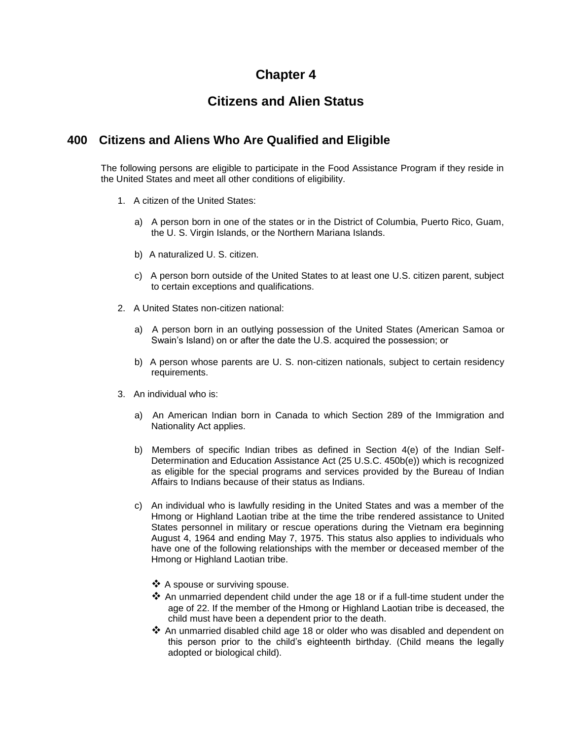# Chapter 4

# Citizens and Alien Status

## 400 Citizens and Aliens Who Are Qualified and Eligible

The following persons are eligible to participate in the Food Assistance Program if they reside in the United States and meet all other conditions of eligibility.

1. A citizen of the United States:

   a) A person born in one of the states or in the District of Columbia, Puerto Rico, Guam, the U. S. Virgin Islands, or the Northern Mariana Islands.

   b) A naturalized U. S. citizen.

   c) A person born outside of the United States to at least one U.S. citizen parent, subject to certain exceptions and qualifications.

2. A United States non-citizen national:

   a) A person born in an outlying possession of the United States (American Samoa or Swain's Island) on or after the date the U.S. acquired the possession; or

   b) A person whose parents are U. S. non-citizen nationals, subject to certain residency requirements.

3. An individual who is:

   a) An American Indian born in Canada to which Section 289 of the Immigration and Nationality Act applies.

   b) Members of specific Indian tribes as defined in Section 4(e) of the Indian Self-Determination and Education Assistance Act (25 U.S.C. 450b(e)) which is recognized as eligible for the special programs and services provided by the Bureau of Indian Affairs to Indians because of their status as Indians.

   c) An individual who is lawfully residing in the United States and was a member of the Hmong or Highland Laotian tribe at the time the tribe rendered assistance to United States personnel in military or rescue operations during the Vietnam era beginning August 4, 1964 and ending May 7, 1975. This status also applies to individuals who have one of the following relationships with the member or deceased member of the Hmong or Highland Laotian tribe.

      - A spouse or surviving spouse.
      - An unmarried dependent child under the age 18 or if a full-time student under the age of 22. If the member of the Hmong or Highland Laotian tribe is deceased, the child must have been a dependent prior to the death.
      - An unmarried disabled child age 18 or older who was disabled and dependent on this person prior to the child's eighteenth birthday. (Child means the legally adopted or biological child).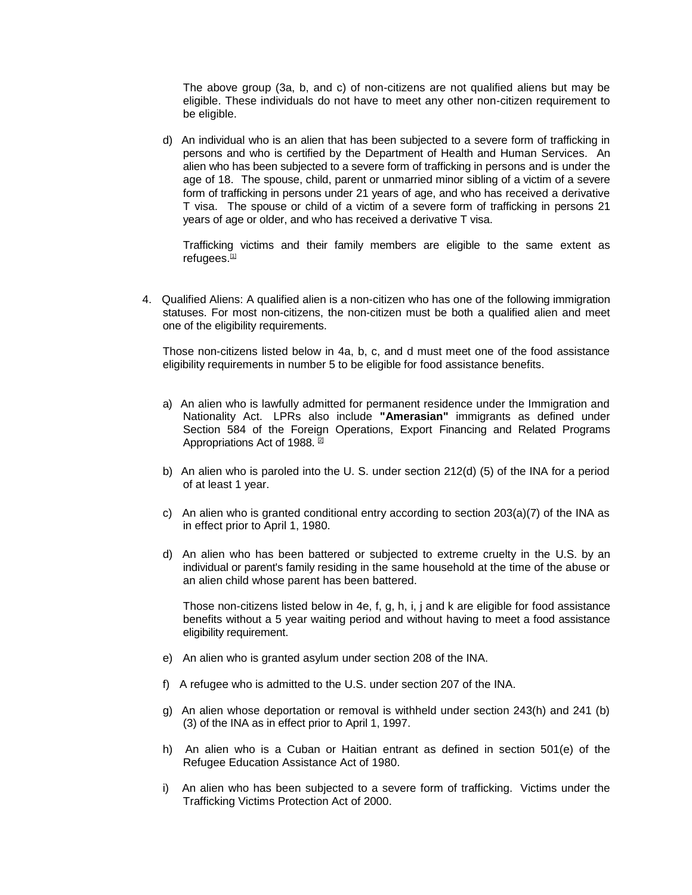The above group (3a, b, and c) of non-citizens are not qualified aliens but may be eligible. These individuals do not have to meet any other non-citizen requirement to be eligible.

d) An individual who is an alien that has been subjected to a severe form of trafficking in persons and who is certified by the Department of Health and Human Services. An alien who has been subjected to a severe form of trafficking in persons and is under the age of 18. The spouse, child, parent or unmarried minor sibling of a victim of a severe form of trafficking in persons under 21 years of age, and who has received a derivative T visa. The spouse or child of a victim of a severe form of trafficking in persons 21 years of age or older, and who has received a derivative T visa.

Trafficking victims and their family members are eligible to the same extent as refugees.[1]

4. Qualified Aliens: A qualified alien is a non-citizen who has one of the following immigration statuses. For most non-citizens, the non-citizen must be both a qualified alien and meet one of the eligibility requirements.

Those non-citizens listed below in 4a, b, c, and d must meet one of the food assistance eligibility requirements in number 5 to be eligible for food assistance benefits.

a) An alien who is lawfully admitted for permanent residence under the Immigration and Nationality Act. LPRs also include **"Amerasian"** immigrants as defined under Section 584 of the Foreign Operations, Export Financing and Related Programs Appropriations Act of 1988. [2]

b) An alien who is paroled into the U. S. under section 212(d) (5) of the INA for a period of at least 1 year.

c) An alien who is granted conditional entry according to section 203(a)(7) of the INA as in effect prior to April 1, 1980.

d) An alien who has been battered or subjected to extreme cruelty in the U.S. by an individual or parent's family residing in the same household at the time of the abuse or an alien child whose parent has been battered.

Those non-citizens listed below in 4e, f, g, h, i, j and k are eligible for food assistance benefits without a 5 year waiting period and without having to meet a food assistance eligibility requirement.

e) An alien who is granted asylum under section 208 of the INA.

f) A refugee who is admitted to the U.S. under section 207 of the INA.

g) An alien whose deportation or removal is withheld under section 243(h) and 241 (b) (3) of the INA as in effect prior to April 1, 1997.

h) An alien who is a Cuban or Haitian entrant as defined in section 501(e) of the Refugee Education Assistance Act of 1980.

i) An alien who has been subjected to a severe form of trafficking. Victims under the Trafficking Victims Protection Act of 2000.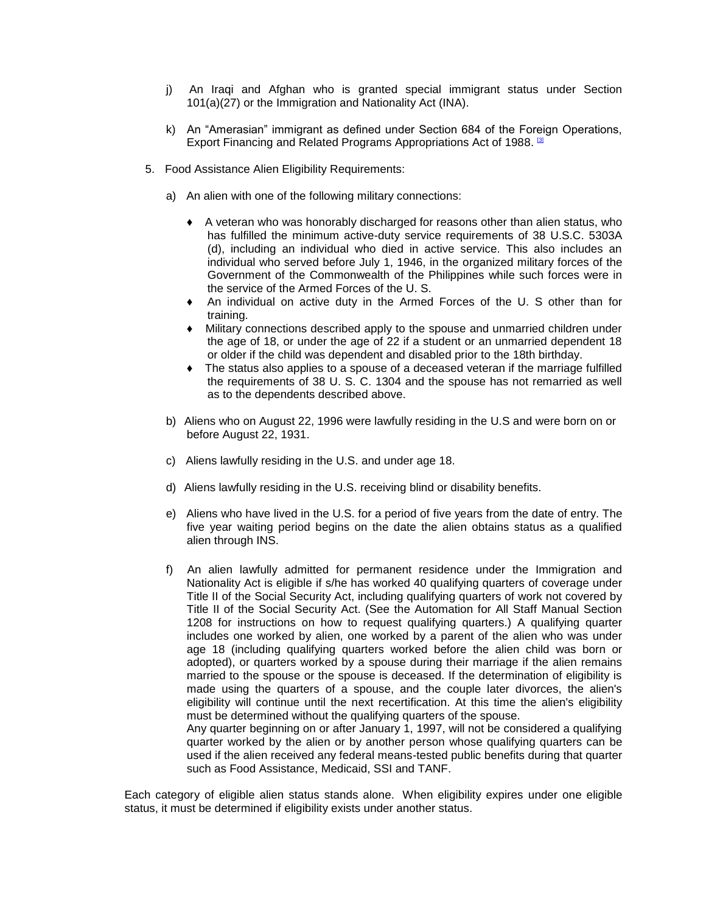j) An Iraqi and Afghan who is granted special immigrant status under Section 101(a)(27) or the Immigration and Nationality Act (INA).

k) An "Amerasian" immigrant as defined under Section 684 of the Foreign Operations, Export Financing and Related Programs Appropriations Act of 1988. [3]

5. Food Assistance Alien Eligibility Requirements:

   a) An alien with one of the following military connections:

      - A veteran who was honorably discharged for reasons other than alien status, who has fulfilled the minimum active-duty service requirements of 38 U.S.C. 5303A (d), including an individual who died in active service. This also includes an individual who served before July 1, 1946, in the organized military forces of the Government of the Commonwealth of the Philippines while such forces were in the service of the Armed Forces of the U. S.
      - An individual on active duty in the Armed Forces of the U. S other than for training.
      - Military connections described apply to the spouse and unmarried children under the age of 18, or under the age of 22 if a student or an unmarried dependent 18 or older if the child was dependent and disabled prior to the 18th birthday.
      - The status also applies to a spouse of a deceased veteran if the marriage fulfilled the requirements of 38 U. S. C. 1304 and the spouse has not remarried as well as to the dependents described above.

   b) Aliens who on August 22, 1996 were lawfully residing in the U.S and were born on or before August 22, 1931.

   c) Aliens lawfully residing in the U.S. and under age 18.

   d) Aliens lawfully residing in the U.S. receiving blind or disability benefits.

   e) Aliens who have lived in the U.S. for a period of five years from the date of entry. The five year waiting period begins on the date the alien obtains status as a qualified alien through INS.

   f) An alien lawfully admitted for permanent residence under the Immigration and Nationality Act is eligible if s/he has worked 40 qualifying quarters of coverage under Title II of the Social Security Act, including qualifying quarters of work not covered by Title II of the Social Security Act. (See the Automation for All Staff Manual Section 1208 for instructions on how to request qualifying quarters.) A qualifying quarter includes one worked by alien, one worked by a parent of the alien who was under age 18 (including qualifying quarters worked before the alien child was born or adopted), or quarters worked by a spouse during their marriage if the alien remains married to the spouse or the spouse is deceased. If the determination of eligibility is made using the quarters of a spouse, and the couple later divorces, the alien's eligibility will continue until the next recertification. At this time the alien's eligibility must be determined without the qualifying quarters of the spouse.
      Any quarter beginning on or after January 1, 1997, will not be considered a qualifying quarter worked by the alien or by another person whose qualifying quarters can be used if the alien received any federal means-tested public benefits during that quarter such as Food Assistance, Medicaid, SSI and TANF.

Each category of eligible alien status stands alone. When eligibility expires under one eligible status, it must be determined if eligibility exists under another status.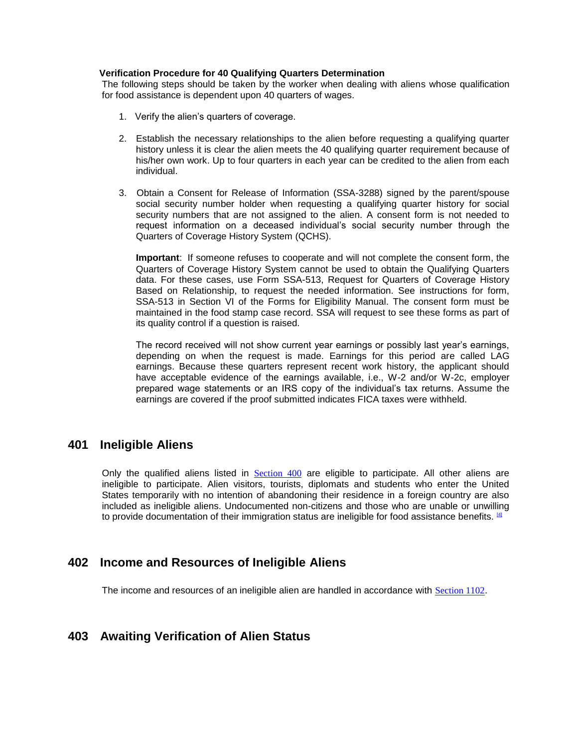**Verification Procedure for 40 Qualifying Quarters Determination**

The following steps should be taken by the worker when dealing with aliens whose qualification for food assistance is dependent upon 40 quarters of wages.

1. Verify the alien's quarters of coverage.

2. Establish the necessary relationships to the alien before requesting a qualifying quarter history unless it is clear the alien meets the 40 qualifying quarter requirement because of his/her own work. Up to four quarters in each year can be credited to the alien from each individual.

3. Obtain a Consent for Release of Information (SSA-3288) signed by the parent/spouse social security number holder when requesting a qualifying quarter history for social security numbers that are not assigned to the alien. A consent form is not needed to request information on a deceased individual's social security number through the Quarters of Coverage History System (QCHS).

   **Important**: If someone refuses to cooperate and will not complete the consent form, the Quarters of Coverage History System cannot be used to obtain the Qualifying Quarters data. For these cases, use Form SSA-513, Request for Quarters of Coverage History Based on Relationship, to request the needed information. See instructions for form, SSA-513 in Section VI of the Forms for Eligibility Manual. The consent form must be maintained in the food stamp case record. SSA will request to see these forms as part of its quality control if a question is raised.

   The record received will not show current year earnings or possibly last year's earnings, depending on when the request is made. Earnings for this period are called LAG earnings. Because these quarters represent recent work history, the applicant should have acceptable evidence of the earnings available, i.e., W-2 and/or W-2c, employer prepared wage statements or an IRS copy of the individual's tax returns. Assume the earnings are covered if the proof submitted indicates FICA taxes were withheld.

## 401 Ineligible Aliens

Only the qualified aliens listed in Section 400 are eligible to participate. All other aliens are ineligible to participate. Alien visitors, tourists, diplomats and students who enter the United States temporarily with no intention of abandoning their residence in a foreign country are also included as ineligible aliens. Undocumented non-citizens and those who are unable or unwilling to provide documentation of their immigration status are ineligible for food assistance benefits. [4]

## 402 Income and Resources of Ineligible Aliens

The income and resources of an ineligible alien are handled in accordance with Section 1102.

## 403 Awaiting Verification of Alien Status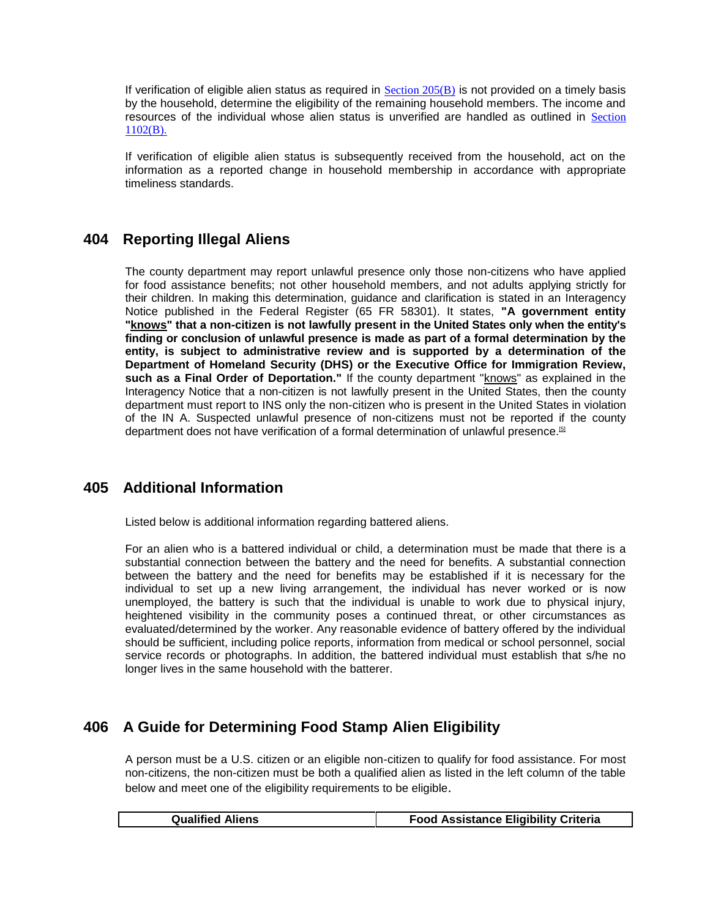If verification of eligible alien status as required in Section 205(B) is not provided on a timely basis by the household, determine the eligibility of the remaining household members. The income and resources of the individual whose alien status is unverified are handled as outlined in Section 1102(B).

If verification of eligible alien status is subsequently received from the household, act on the information as a reported change in household membership in accordance with appropriate timeliness standards.

## 404 Reporting Illegal Aliens

The county department may report unlawful presence only those non-citizens who have applied for food assistance benefits; not other household members, and not adults applying strictly for their children. In making this determination, guidance and clarification is stated in an Interagency Notice published in the Federal Register (65 FR 58301). It states, **"A government entity "knows" that a non-citizen is not lawfully present in the United States only when the entity's finding or conclusion of unlawful presence is made as part of a formal determination by the entity, is subject to administrative review and is supported by a determination of the Department of Homeland Security (DHS) or the Executive Office for Immigration Review, such as a Final Order of Deportation."** If the county department "knows" as explained in the Interagency Notice that a non-citizen is not lawfully present in the United States, then the county department must report to INS only the non-citizen who is present in the United States in violation of the IN A. Suspected unlawful presence of non-citizens must not be reported if the county department does not have verification of a formal determination of unlawful presence.[5]

## 405 Additional Information

Listed below is additional information regarding battered aliens.

For an alien who is a battered individual or child, a determination must be made that there is a substantial connection between the battery and the need for benefits. A substantial connection between the battery and the need for benefits may be established if it is necessary for the individual to set up a new living arrangement, the individual has never worked or is now unemployed, the battery is such that the individual is unable to work due to physical injury, heightened visibility in the community poses a continued threat, or other circumstances as evaluated/determined by the worker. Any reasonable evidence of battery offered by the individual should be sufficient, including police reports, information from medical or school personnel, social service records or photographs. In addition, the battered individual must establish that s/he no longer lives in the same household with the batterer.

## 406 A Guide for Determining Food Stamp Alien Eligibility

A person must be a U.S. citizen or an eligible non-citizen to qualify for food assistance. For most non-citizens, the non-citizen must be both a qualified alien as listed in the left column of the table below and meet one of the eligibility requirements to be eligible.

| Qualified Aliens | Food Assistance Eligibility Criteria |
|---|---|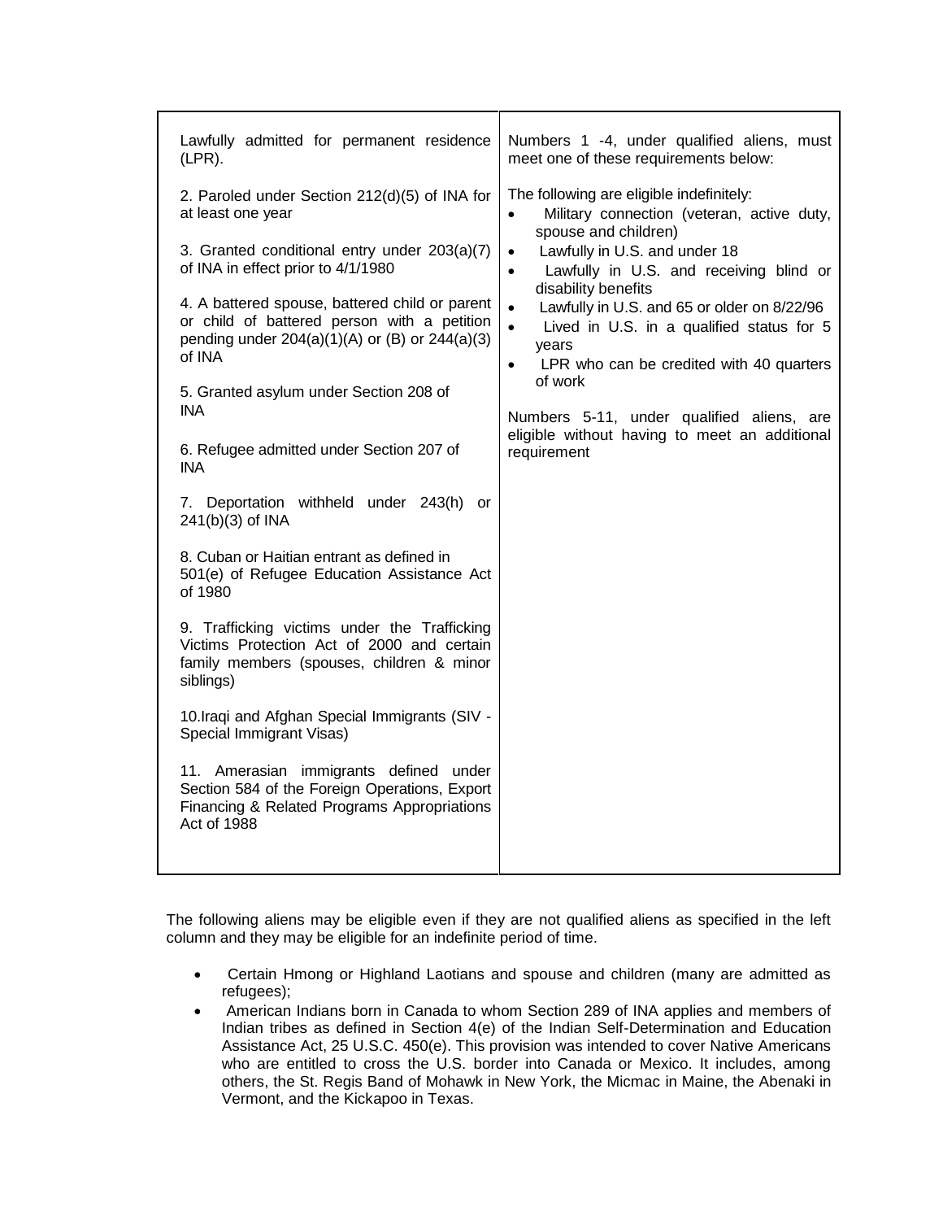| Lawfully admitted for permanent residence (LPR).<br><br>2. Paroled under Section 212(d)(5) of INA for at least one year<br><br>3. Granted conditional entry under 203(a)(7) of INA in effect prior to 4/1/1980<br><br>4. A battered spouse, battered child or parent or child of battered person with a petition pending under 204(a)(1)(A) or (B) or 244(a)(3) of INA<br><br>5. Granted asylum under Section 208 of INA<br><br>6. Refugee admitted under Section 207 of INA<br><br>7. Deportation withheld under 243(h) or 241(b)(3) of INA<br><br>8. Cuban or Haitian entrant as defined in 501(e) of Refugee Education Assistance Act of 1980<br><br>9. Trafficking victims under the Trafficking Victims Protection Act of 2000 and certain family members (spouses, children & minor siblings)<br><br>10.Iraqi and Afghan Special Immigrants (SIV - Special Immigrant Visas)<br><br>11. Amerasian immigrants defined under Section 584 of the Foreign Operations, Export Financing & Related Programs Appropriations Act of 1988 | Numbers 1 -4, under qualified aliens, must meet one of these requirements below:<br><br>The following are eligible indefinitely:<br>• Military connection (veteran, active duty, spouse and children)<br>• Lawfully in U.S. and under 18<br>• Lawfully in U.S. and receiving blind or disability benefits<br>• Lawfully in U.S. and 65 or older on 8/22/96<br>• Lived in U.S. in a qualified status for 5 years<br>• LPR who can be credited with 40 quarters of work<br><br>Numbers 5-11, under qualified aliens, are eligible without having to meet an additional requirement |
|---|---|

The following aliens may be eligible even if they are not qualified aliens as specified in the left column and they may be eligible for an indefinite period of time.

- Certain Hmong or Highland Laotians and spouse and children (many are admitted as refugees);
- American Indians born in Canada to whom Section 289 of INA applies and members of Indian tribes as defined in Section 4(e) of the Indian Self-Determination and Education Assistance Act, 25 U.S.C. 450(e). This provision was intended to cover Native Americans who are entitled to cross the U.S. border into Canada or Mexico. It includes, among others, the St. Regis Band of Mohawk in New York, the Micmac in Maine, the Abenaki in Vermont, and the Kickapoo in Texas.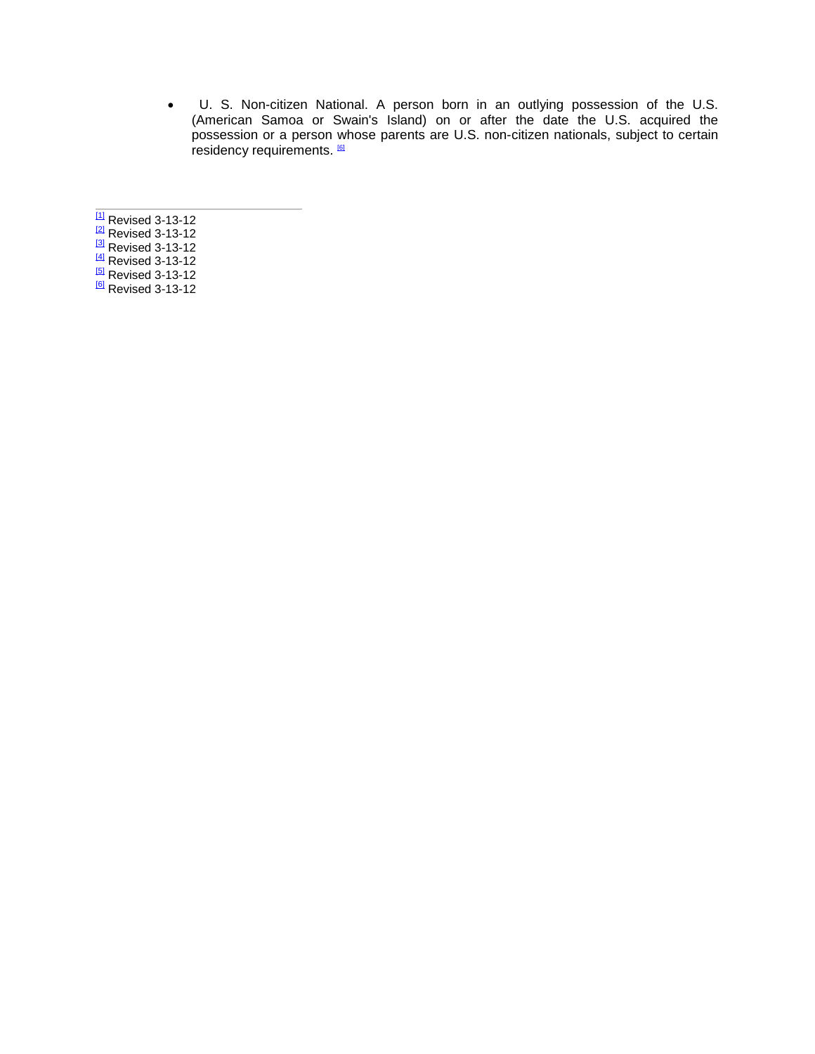- U. S. Non-citizen National. A person born in an outlying possession of the U.S. (American Samoa or Swain's Island) on or after the date the U.S. acquired the possession or a person whose parents are U.S. non-citizen nationals, subject to certain residency requirements. [6]

---

[1] Revised 3-13-12
[2] Revised 3-13-12
[3] Revised 3-13-12
[4] Revised 3-13-12
[5] Revised 3-13-12
[6] Revised 3-13-12